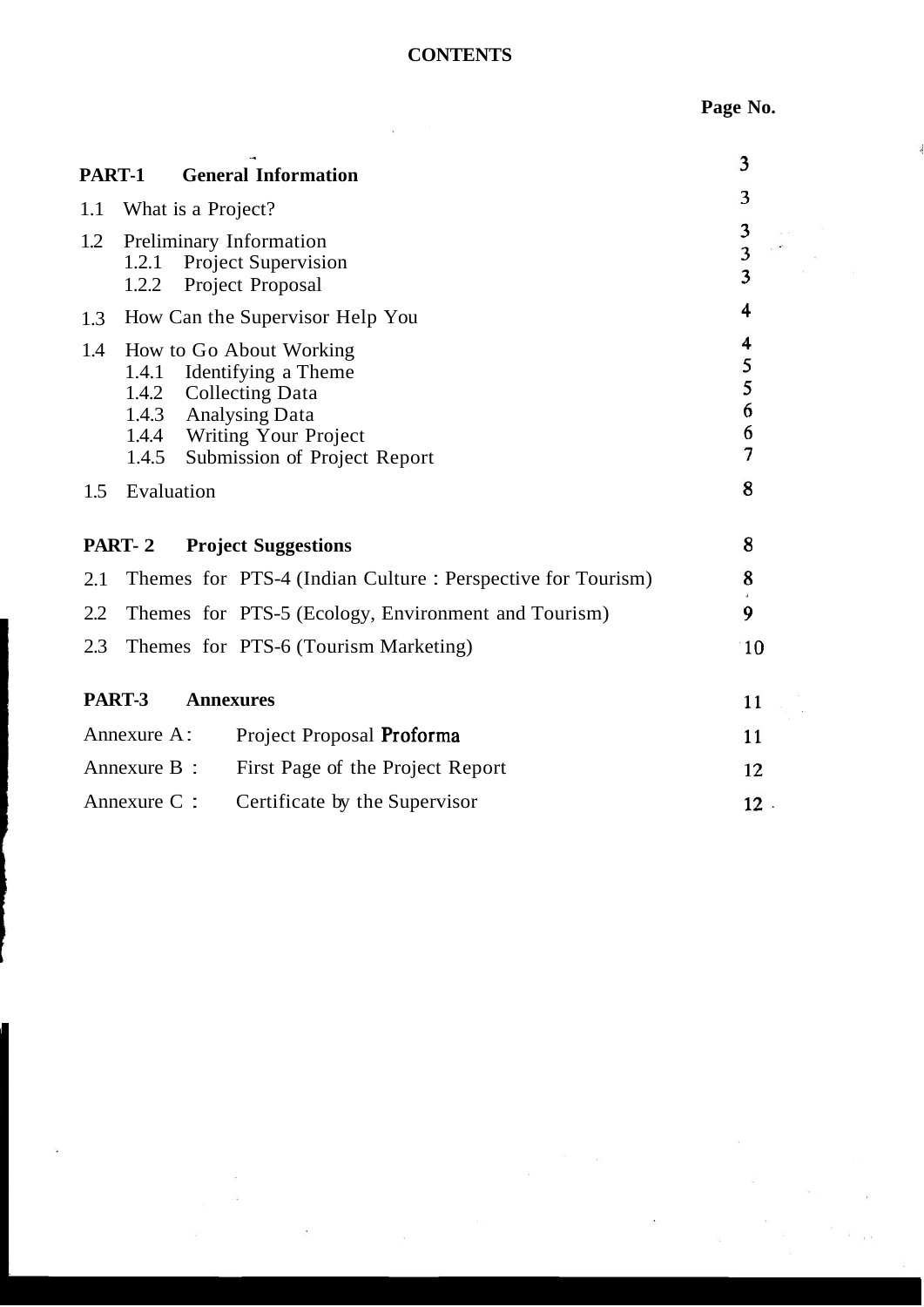# CONTENTS

| | Page No. |
|---|---|
| **PART-1 General Information** | 3 |
| 1.1 What is a Project? | 3 |
| 1.2 Preliminary Information | 3 |
| 1.2.1 Project Supervision | 3 |
| 1.2.2 Project Proposal | 3 |
| 1.3 How Can the Supervisor Help You | 4 |
| 1.4 How to Go About Working | 4 |
| 1.4.1 Identifying a Theme | 5 |
| 1.4.2 Collecting Data | 5 |
| 1.4.3 Analysing Data | 6 |
| 1.4.4 Writing Your Project | 6 |
| 1.4.5 Submission of Project Report | 7 |
| 1.5 Evaluation | 8 |
| **PART- 2 Project Suggestions** | 8 |
| 2.1 Themes for PTS-4 (Indian Culture : Perspective for Tourism) | 8 |
| 2.2 Themes for PTS-5 (Ecology, Environment and Tourism) | 9 |
| 2.3 Themes for PTS-6 (Tourism Marketing) | 10 |
| **PART-3 Annexures** | 11 |
| Annexure A: Project Proposal Proforma | 11 |
| Annexure B : First Page of the Project Report | 12 |
| Annexure C : Certificate by the Supervisor | 12 |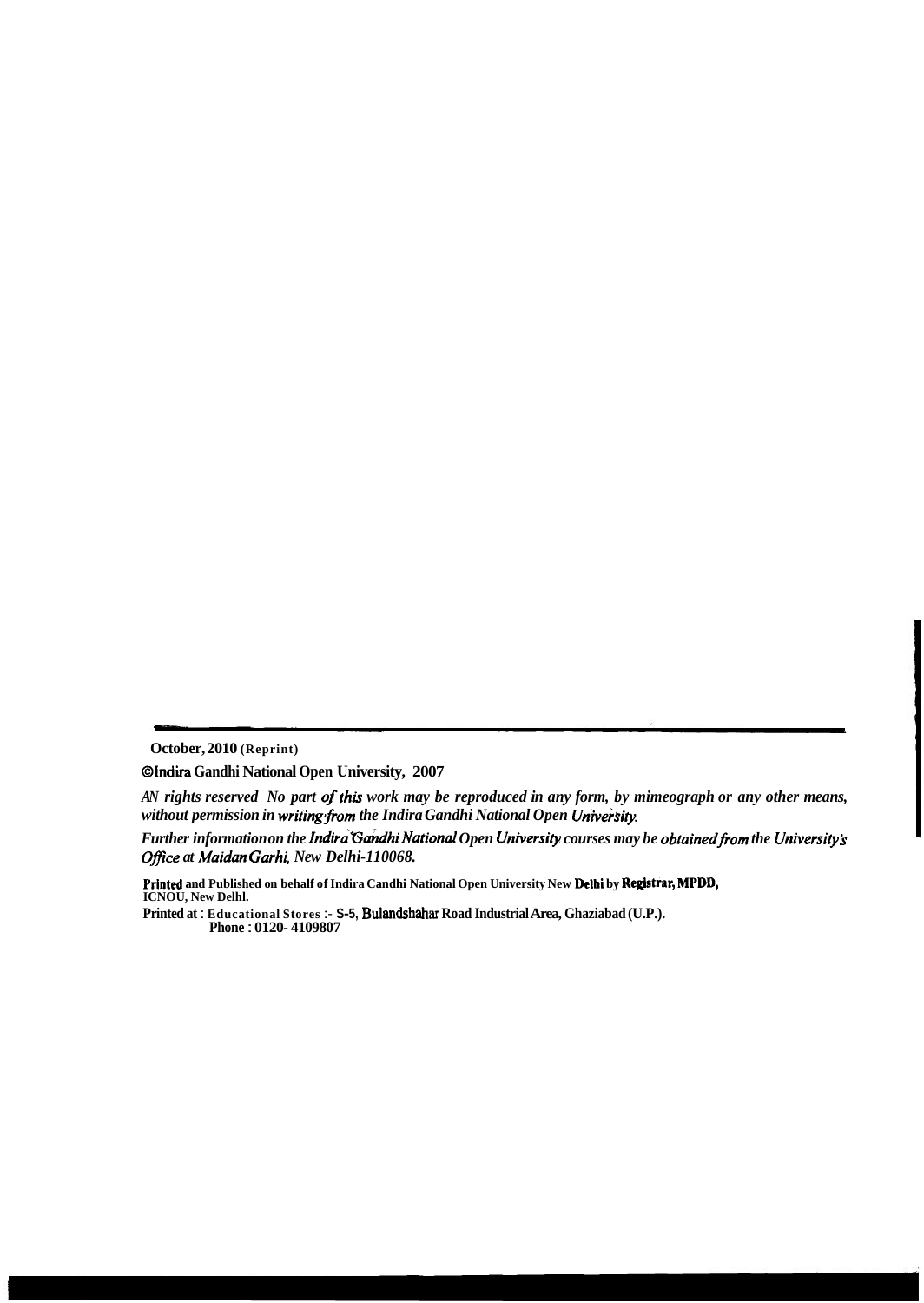**October, 2010 (Reprint)**

**© Indira Gandhi National Open University, 2007**

***AN rights reserved No part of this work may be reproduced in any form, by mimeograph or any other means, without permission in writing from the Indira Gandhi National Open University.***

***Further information on the Indira Gandhi National Open University courses may be obtained from the University's Office at Maidan Garhi, New Delhi-110068.***

**Printed and Published on behalf of Indira Candhi National Open University New Delhi by Registrar, MPDD, ICNOU, New Delhl.**

**Printed at : Educational Stores :- S-5, Bulandshahar Road Industrial Area, Ghaziabad (U.P.). Phone : 0120- 4109807**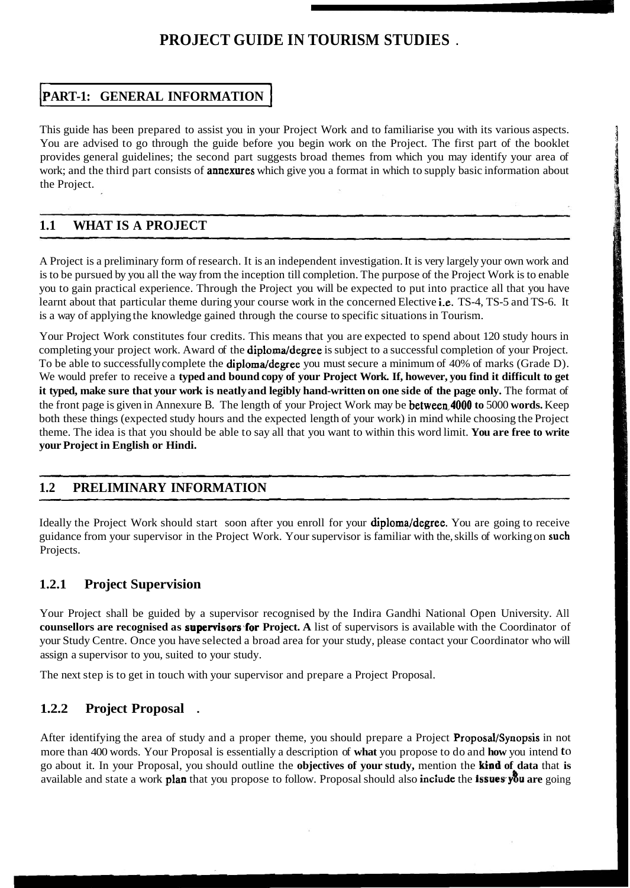# PROJECT GUIDE IN TOURISM STUDIES

## PART-1: GENERAL INFORMATION

This guide has been prepared to assist you in your Project Work and to familiarise you with its various aspects. You are advised to go through the guide before you begin work on the Project. The first part of the booklet provides general guidelines; the second part suggests broad themes from which you may identify your area of work; and the third part consists of annexures which give you a format in which to supply basic information about the Project.

## 1.1 WHAT IS A PROJECT

A Project is a preliminary form of research. It is an independent investigation. It is very largely your own work and is to be pursued by you all the way from the inception till completion. The purpose of the Project Work is to enable you to gain practical experience. Through the Project you will be expected to put into practice all that you have learnt about that particular theme during your course work in the concerned Elective i.e. TS-4, TS-5 and TS-6. It is a way of applying the knowledge gained through the course to specific situations in Tourism.

Your Project Work constitutes four credits. This means that you are expected to spend about 120 study hours in completing your project work. Award of the diploma/degree is subject to a successful completion of your Project. To be able to successfully complete the diploma/degree you must secure a minimum of 40% of marks (Grade D). We would prefer to receive a **typed and bound copy of your Project Work. If, however, you find it difficult to get it typed, make sure that your work is neatly and legibly hand-written on one side of the page only.** The format of the front page is given in Annexure B. The length of your Project Work may be **between 4000 to** 5000 **words.** Keep both these things (expected study hours and the expected length of your work) in mind while choosing the Project theme. The idea is that you should be able to say all that you want to within this word limit. **You are free to write your Project in English or Hindi.**

## 1.2 PRELIMINARY INFORMATION

Ideally the Project Work should start soon after you enroll for your diploma/degree. You are going to receive guidance from your supervisor in the Project Work. Your supervisor is familiar with the, skills of working on such Projects.

### 1.2.1 Project Supervision

Your Project shall be guided by a supervisor recognised by the Indira Gandhi National Open University. All **counsellors are recognised as supervisors for Project. A** list of supervisors is available with the Coordinator of your Study Centre. Once you have selected a broad area for your study, please contact your Coordinator who will assign a supervisor to you, suited to your study.

The next step is to get in touch with your supervisor and prepare a Project Proposal.

### 1.2.2 Project Proposal

After identifying the area of study and a proper theme, you should prepare a Project Proposal/Synopsis in not more than 400 words. Your Proposal is essentially a description of **what** you propose to do and **how** you intend to go about it. In your Proposal, you should outline the **objectives of your study,** mention the **kind of data** that **is** available and state a work plan that you propose to follow. Proposal should also include the **issues you are** going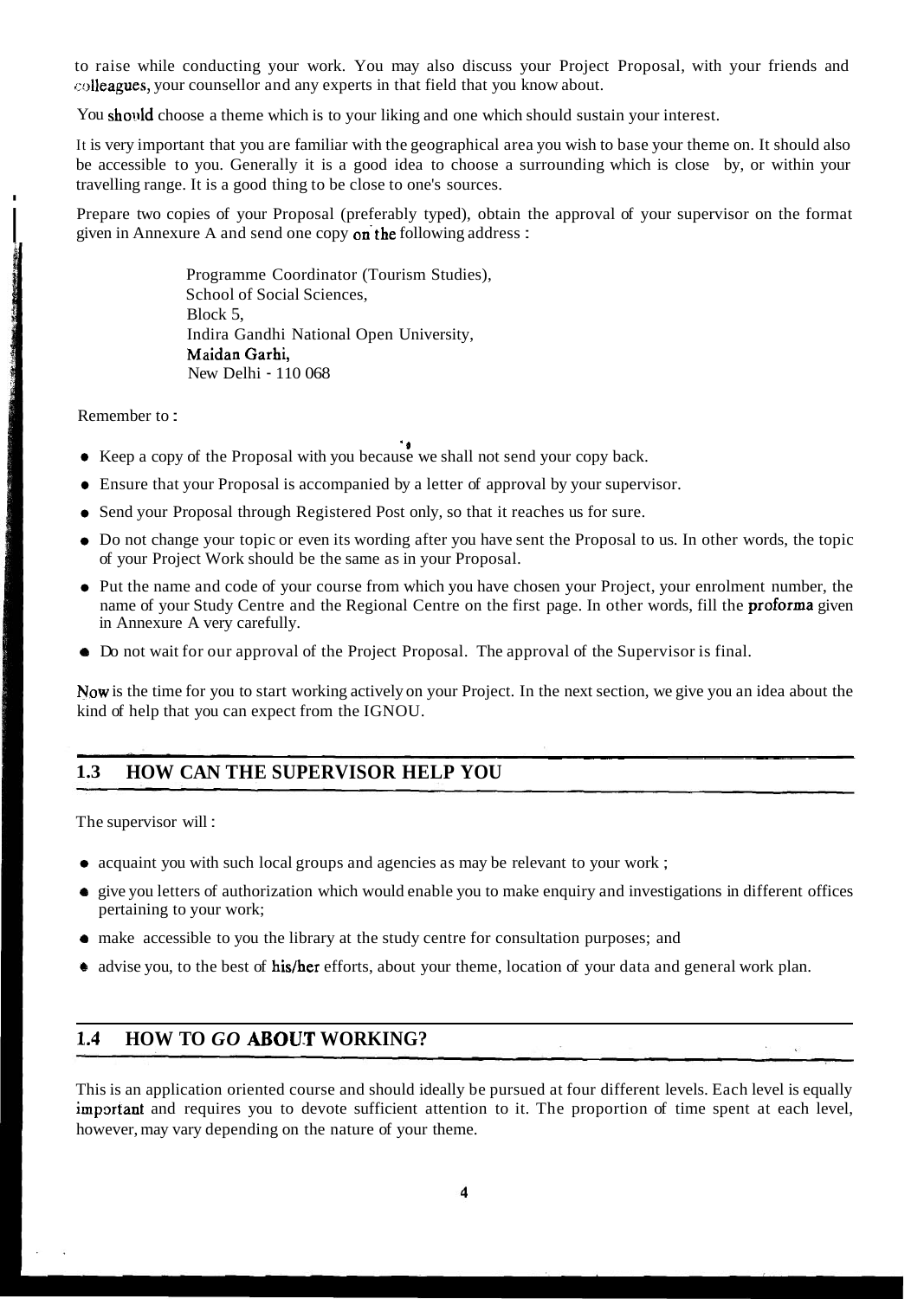to raise while conducting your work. You may also discuss your Project Proposal, with your friends and colleagues, your counsellor and any experts in that field that you know about.

You should choose a theme which is to your liking and one which should sustain your interest.

It is very important that you are familiar with the geographical area you wish to base your theme on. It should also be accessible to you. Generally it is a good idea to choose a surrounding which is close by, or within your travelling range. It is a good thing to be close to one's sources.

Prepare two copies of your Proposal (preferably typed), obtain the approval of your supervisor on the format given in Annexure A and send one copy on the following address :

> Programme Coordinator (Tourism Studies),
> School of Social Sciences,
> Block 5,
> Indira Gandhi National Open University,
> Maidan Garhi,
> New Delhi - 110 068

Remember to :

- Keep a copy of the Proposal with you because we shall not send your copy back.
- Ensure that your Proposal is accompanied by a letter of approval by your supervisor.
- Send your Proposal through Registered Post only, so that it reaches us for sure.
- Do not change your topic or even its wording after you have sent the Proposal to us. In other words, the topic of your Project Work should be the same as in your Proposal.
- Put the name and code of your course from which you have chosen your Project, your enrolment number, the name of your Study Centre and the Regional Centre on the first page. In other words, fill the proforma given in Annexure A very carefully.
- Do not wait for our approval of the Project Proposal. The approval of the Supervisor is final.

Now is the time for you to start working actively on your Project. In the next section, we give you an idea about the kind of help that you can expect from the IGNOU.

## 1.3 HOW CAN THE SUPERVISOR HELP YOU

The supervisor will :

- acquaint you with such local groups and agencies as may be relevant to your work ;
- give you letters of authorization which would enable you to make enquiry and investigations in different offices pertaining to your work;
- make accessible to you the library at the study centre for consultation purposes; and
- advise you, to the best of his/her efforts, about your theme, location of your data and general work plan.

## 1.4 HOW TO *GO* ABOUT WORKING?

This is an application oriented course and should ideally be pursued at four different levels. Each level is equally important and requires you to devote sufficient attention to it. The proportion of time spent at each level, however, may vary depending on the nature of your theme.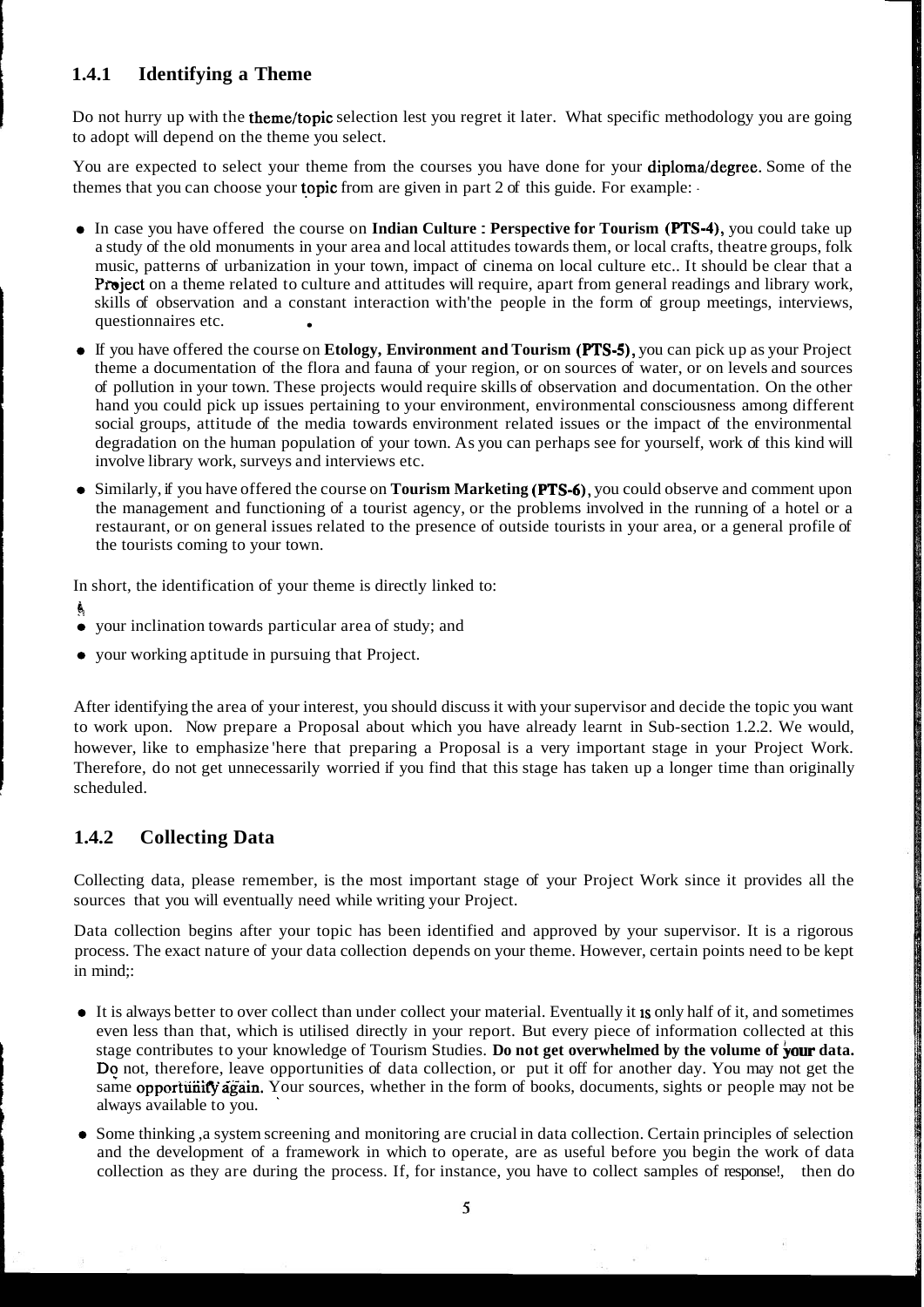### 1.4.1 Identifying a Theme

Do not hurry up with the theme/topic selection lest you regret it later. What specific methodology you are going to adopt will depend on the theme you select.

You are expected to select your theme from the courses you have done for your diploma/degree. Some of the themes that you can choose your topic from are given in part 2 of this guide. For example:

- In case you have offered the course on **Indian Culture : Perspective for Tourism (PTS-4),** you could take up a study of the old monuments in your area and local attitudes towards them, or local crafts, theatre groups, folk music, patterns of urbanization in your town, impact of cinema on local culture etc.. It should be clear that a Project on a theme related to culture and attitudes will require, apart from general readings and library work, skills of observation and a constant interaction with'the people in the form of group meetings, interviews, questionnaires etc.
- If you have offered the course on **Etology, Environment and Tourism (PTS-5),** you can pick up as your Project theme a documentation of the flora and fauna of your region, or on sources of water, or on levels and sources of pollution in your town. These projects would require skills of observation and documentation. On the other hand you could pick up issues pertaining to your environment, environmental consciousness among different social groups, attitude of the media towards environment related issues or the impact of the environmental degradation on the human population of your town. As you can perhaps see for yourself, work of this kind will involve library work, surveys and interviews etc.
- Similarly, if you have offered the course on **Tourism Marketing (PTS-6),** you could observe and comment upon the management and functioning of a tourist agency, or the problems involved in the running of a hotel or a restaurant, or on general issues related to the presence of outside tourists in your area, or a general profile of the tourists coming to your town.

In short, the identification of your theme is directly linked to:

- your inclination towards particular area of study; and
- your working aptitude in pursuing that Project.

After identifying the area of your interest, you should discuss it with your supervisor and decide the topic you want to work upon. Now prepare a Proposal about which you have already learnt in Sub-section 1.2.2. We would, however, like to emphasize 'here that preparing a Proposal is a very important stage in your Project Work. Therefore, do not get unnecessarily worried if you find that this stage has taken up a longer time than originally scheduled.

### 1.4.2 Collecting Data

Collecting data, please remember, is the most important stage of your Project Work since it provides all the sources that you will eventually need while writing your Project.

Data collection begins after your topic has been identified and approved by your supervisor. It is a rigorous process. The exact nature of your data collection depends on your theme. However, certain points need to be kept in mind;:

- It is always better to over collect than under collect your material. Eventually it is only half of it, and sometimes even less than that, which is utilised directly in your report. But every piece of information collected at this stage contributes to your knowledge of Tourism Studies. **Do not get overwhelmed by the volume of your data.** Do not, therefore, leave opportunities of data collection, or put it off for another day. You may not get the same opportunity again. Your sources, whether in the form of books, documents, sights or people may not be always available to you.
- Some thinking ,a system screening and monitoring are crucial in data collection. Certain principles of selection and the development of a framework in which to operate, are as useful before you begin the work of data collection as they are during the process. If, for instance, you have to collect samples of response!, then do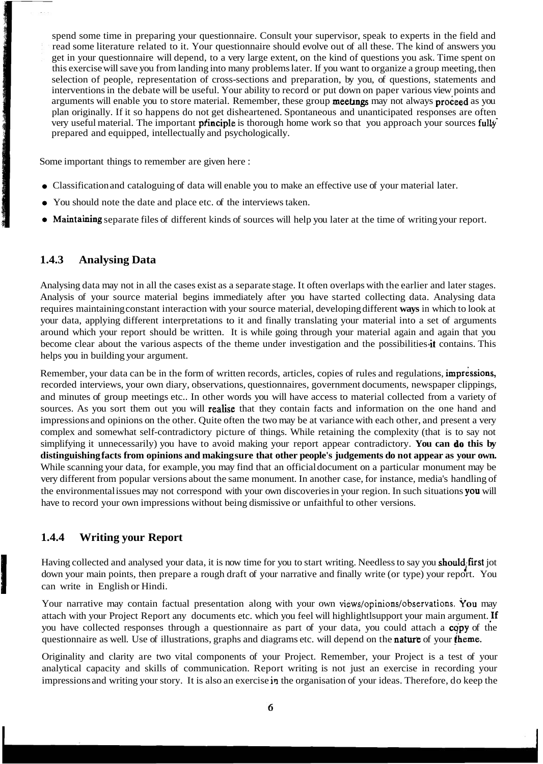spend some time in preparing your questionnaire. Consult your supervisor, speak to experts in the field and read some literature related to it. Your questionnaire should evolve out of all these. The kind of answers you get in your questionnaire will depend, to a very large extent, on the kind of questions you ask. Time spent on this exercise will save you from landing into many problems later. If you want to organize a group meeting, then selection of people, representation of cross-sections and preparation, by you, of questions, statements and interventions in the debate will be useful. Your ability to record or put down on paper various view points and arguments will enable you to store material. Remember, these group meetings may not always proceed as you plan originally. If it so happens do not get disheartened. Spontaneous and unanticipated responses are often very useful material. The important principle is thorough home work so that you approach your sources fully prepared and equipped, intellectually and psychologically.

Some important things to remember are given here :

- Classification and cataloguing of data will enable you to make an effective use of your material later.
- You should note the date and place etc. of the interviews taken.
- Maintaining separate files of different kinds of sources will help you later at the time of writing your report.

### 1.4.3 Analysing Data

Analysing data may not in all the cases exist as a separate stage. It often overlaps with the earlier and later stages. Analysis of your source material begins immediately after you have started collecting data. Analysing data requires maintaining constant interaction with your source material, developing different ways in which to look at your data, applying different interpretations to it and finally translating your material into a set of arguments around which your report should be written. It is while going through your material again and again that you become clear about the various aspects of the theme under investigation and the possibilities it contains. This helps you in building your argument.

Remember, your data can be in the form of written records, articles, copies of rules and regulations, impressions, recorded interviews, your own diary, observations, questionnaires, government documents, newspaper clippings, and minutes of group meetings etc.. In other words you will have access to material collected from a variety of sources. As you sort them out you will realise that they contain facts and information on the one hand and impressions and opinions on the other. Quite often the two may be at variance with each other, and present a very complex and somewhat self-contradictory picture of things. While retaining the complexity (that is to say not simplifying it unnecessarily) you have to avoid making your report appear contradictory. **You can do this by distinguishing facts from opinions and making sure that other people's judgements do not appear as your own.** While scanning your data, for example, you may find that an official document on a particular monument may be very different from popular versions about the same monument. In another case, for instance, media's handling of the environmental issues may not correspond with your own discoveries in your region. In such situations you will have to record your own impressions without being dismissive or unfaithful to other versions.

### 1.4.4 Writing your Report

Having collected and analysed your data, it is now time for you to start writing. Needless to say you should first jot down your main points, then prepare a rough draft of your narrative and finally write (or type) your report. You can write in English or Hindi.

Your narrative may contain factual presentation along with your own views/opinions/observations. You may attach with your Project Report any documents etc. which you feel will highlight/support your main argument. If you have collected responses through a questionnaire as part of your data, you could attach a copy of the questionnaire as well. Use of illustrations, graphs and diagrams etc. will depend on the nature of your theme.

Originality and clarity are two vital components of your Project. Remember, your Project is a test of your analytical capacity and skills of communication. Report writing is not just an exercise in recording your impressions and writing your story. It is also an exercise in the organisation of your ideas. Therefore, do keep the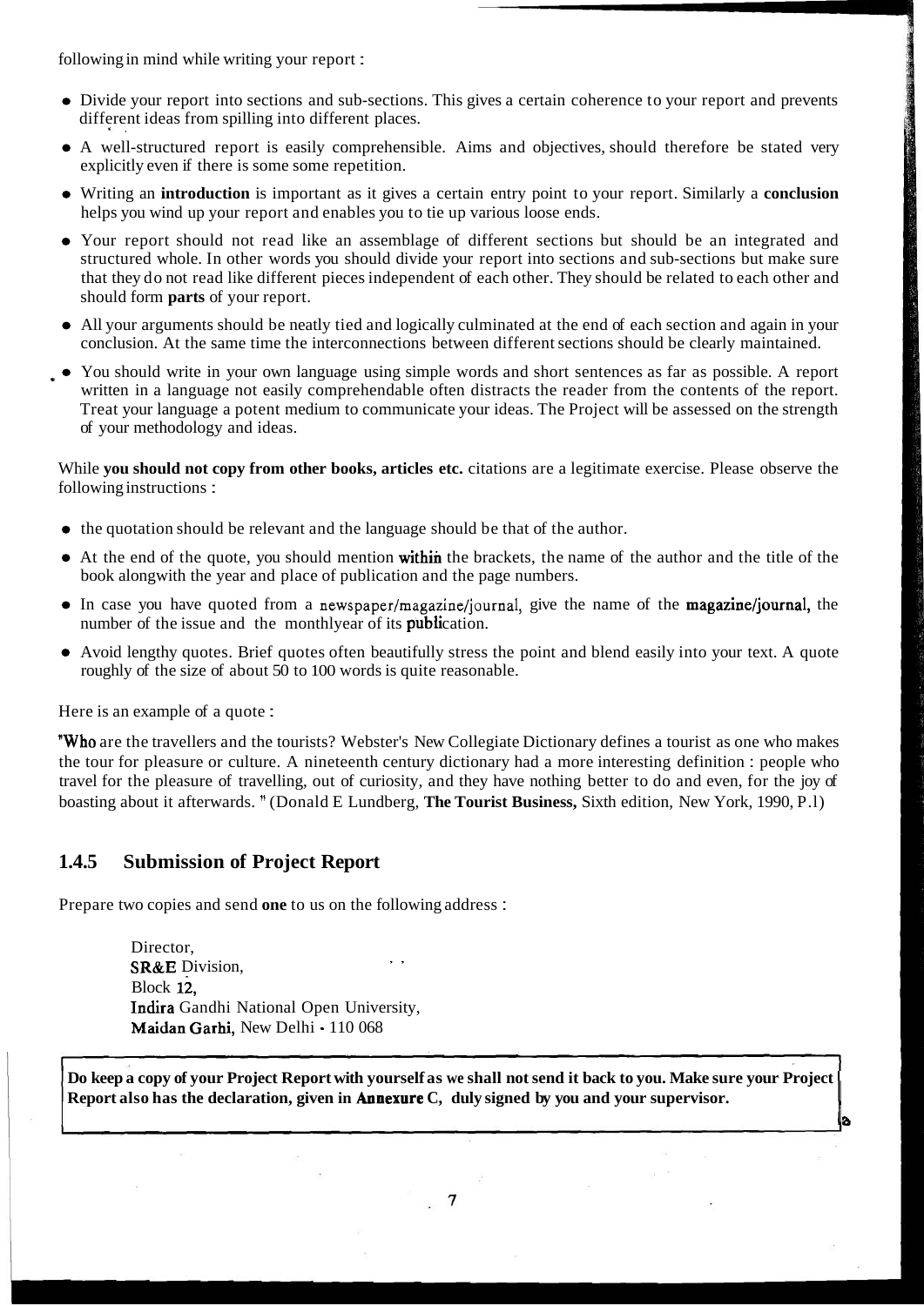following in mind while writing your report :

- Divide your report into sections and sub-sections. This gives a certain coherence to your report and prevents different ideas from spilling into different places.
- A well-structured report is easily comprehensible. Aims and objectives, should therefore be stated very explicitly even if there is some some repetition.
- Writing an **introduction** is important as it gives a certain entry point to your report. Similarly a **conclusion** helps you wind up your report and enables you to tie up various loose ends.
- Your report should not read like an assemblage of different sections but should be an integrated and structured whole. In other words you should divide your report into sections and sub-sections but make sure that they do not read like different pieces independent of each other. They should be related to each other and should form **parts** of your report.
- All your arguments should be neatly tied and logically culminated at the end of each section and again in your conclusion. At the same time the interconnections between different sections should be clearly maintained.
- You should write in your own language using simple words and short sentences as far as possible. A report written in a language not easily comprehendable often distracts the reader from the contents of the report. Treat your language a potent medium to communicate your ideas. The Project will be assessed on the strength of your methodology and ideas.

While **you should not copy from other books, articles etc.** citations are a legitimate exercise. Please observe the following instructions :

- the quotation should be relevant and the language should be that of the author.
- At the end of the quote, you should mention within the brackets, the name of the author and the title of the book alongwith the year and place of publication and the page numbers.
- In case you have quoted from a newspaper/magazine/journal, give the name of the magazine/journal, the number of the issue and the monthlyear of its publication.
- Avoid lengthy quotes. Brief quotes often beautifully stress the point and blend easily into your text. A quote roughly of the size of about 50 to 100 words is quite reasonable.

Here is an example of a quote :

"Who are the travellers and the tourists? Webster's New Collegiate Dictionary defines a tourist as one who makes the tour for pleasure or culture. A nineteenth century dictionary had a more interesting definition : people who travel for the pleasure of travelling, out of curiosity, and they have nothing better to do and even, for the joy of boasting about it afterwards. " (Donald E Lundberg, **The Tourist Business,** Sixth edition, New York, 1990, P.1)

### 1.4.5 Submission of Project Report

Prepare two copies and send **one** to us on the following address :

Director,
SR&E Division,
Block 12,
Indira Gandhi National Open University,
Maidan Garhi, New Delhi - 110 068

**Do keep a copy of your Project Report with yourself as we shall not send it back to you. Make sure your Project Report also has the declaration, given in Annexure C, duly signed by you and your supervisor.**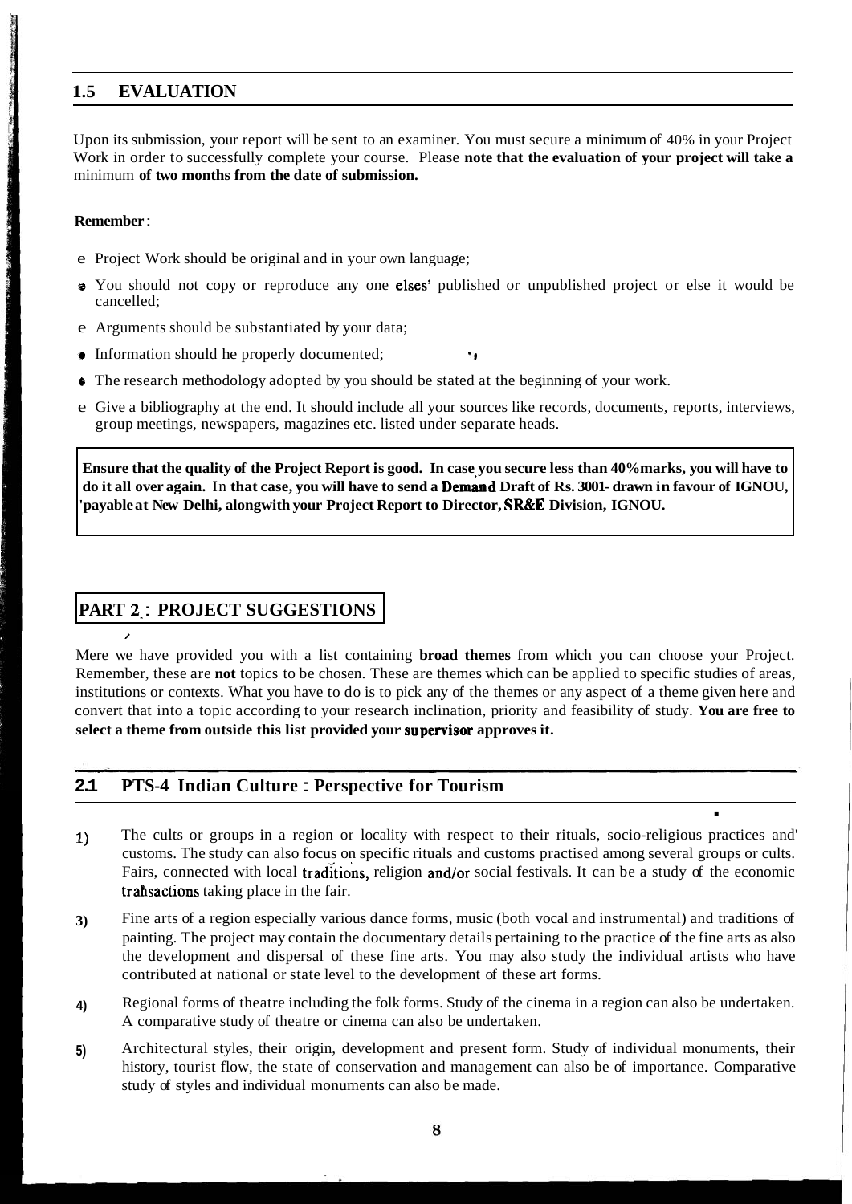## 1.5 EVALUATION

Upon its submission, your report will be sent to an examiner. You must secure a minimum of 40% in your Project Work in order to successfully complete your course. Please **note that the evaluation of your project will take a** minimum **of two months from the date of submission.**

**Remember**:

- Project Work should be original and in your own language;
- You should not copy or reproduce any one elses' published or unpublished project or else it would be cancelled;
- Arguments should be substantiated by your data;
- Information should he properly documented;
- The research methodology adopted by you should be stated at the beginning of your work.
- Give a bibliography at the end. It should include all your sources like records, documents, reports, interviews, group meetings, newspapers, magazines etc. listed under separate heads.

**Ensure that the quality of the Project Report is good. In case you secure less than 40% marks, you will have to do it all over again.** In **that case, you will have to send a Demand Draft of Rs. 3001- drawn in favour of IGNOU, 'payable at New Delhi, alongwith your Project Report to Director, SR&E Division, IGNOU.**

# PART 2 : PROJECT SUGGESTIONS

Mere we have provided you with a list containing **broad themes** from which you can choose your Project. Remember, these are **not** topics to be chosen. These are themes which can be applied to specific studies of areas, institutions or contexts. What you have to do is to pick any of the themes or any aspect of a theme given here and convert that into a topic according to your research inclination, priority and feasibility of study. **You are free to select a theme from outside this list provided your supervisor approves it.**

## 2.1 PTS-4 Indian Culture : Perspective for Tourism

1) The cults or groups in a region or locality with respect to their rituals, socio-religious practices and' customs. The study can also focus on specific rituals and customs practised among several groups or cults. Fairs, connected with local traditions, religion and/or social festivals. It can be a study of the economic transactions taking place in the fair.

3) Fine arts of a region especially various dance forms, music (both vocal and instrumental) and traditions of painting. The project may contain the documentary details pertaining to the practice of the fine arts as also the development and dispersal of these fine arts. You may also study the individual artists who have contributed at national or state level to the development of these art forms.

4) Regional forms of theatre including the folk forms. Study of the cinema in a region can also be undertaken. A comparative study of theatre or cinema can also be undertaken.

5) Architectural styles, their origin, development and present form. Study of individual monuments, their history, tourist flow, the state of conservation and management can also be of importance. Comparative study of styles and individual monuments can also be made.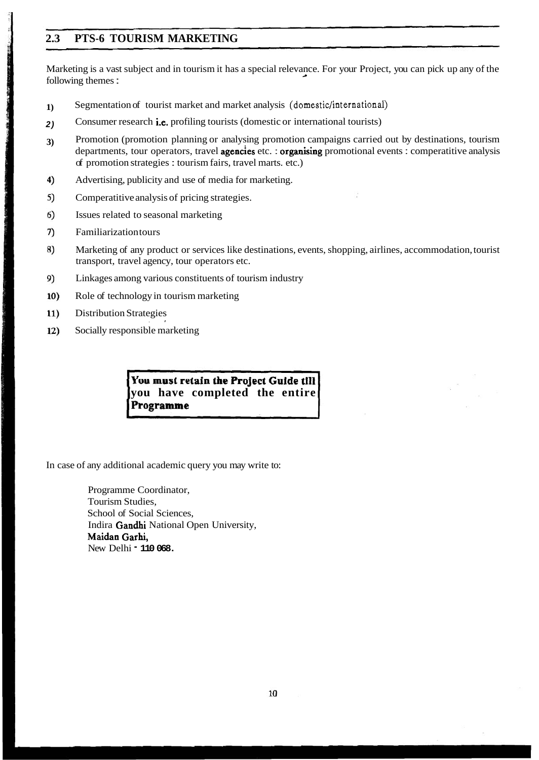## 2.3 PTS-6 TOURISM MARKETING

Marketing is a vast subject and in tourism it has a special relevance. For your Project, you can pick up any of the following themes :

1) Segmentation of tourist market and market analysis (domestic/international)
2) Consumer research i.e. profiling tourists (domestic or international tourists)
3) Promotion (promotion planning or analysing promotion campaigns carried out by destinations, tourism departments, tour operators, travel agencies etc. : organising promotional events : comperatitive analysis of promotion strategies : tourism fairs, travel marts. etc.)
4) Advertising, publicity and use of media for marketing.
5) Comperatitive analysis of pricing strategies.
6) Issues related to seasonal marketing
7) Familiarization tours
8) Marketing of any product or services like destinations, events, shopping, airlines, accommodation, tourist transport, travel agency, tour operators etc.
9) Linkages among various constituents of tourism industry
10) Role of technology in tourism marketing
11) Distribution Strategies
12) Socially responsible marketing

**You must retain the Project Guide till you have completed the entire Programme**

In case of any additional academic query you may write to:

Programme Coordinator,
Tourism Studies,
School of Social Sciences,
Indira Gandhi National Open University,
Maidan Garhi,
New Delhi - 110 068.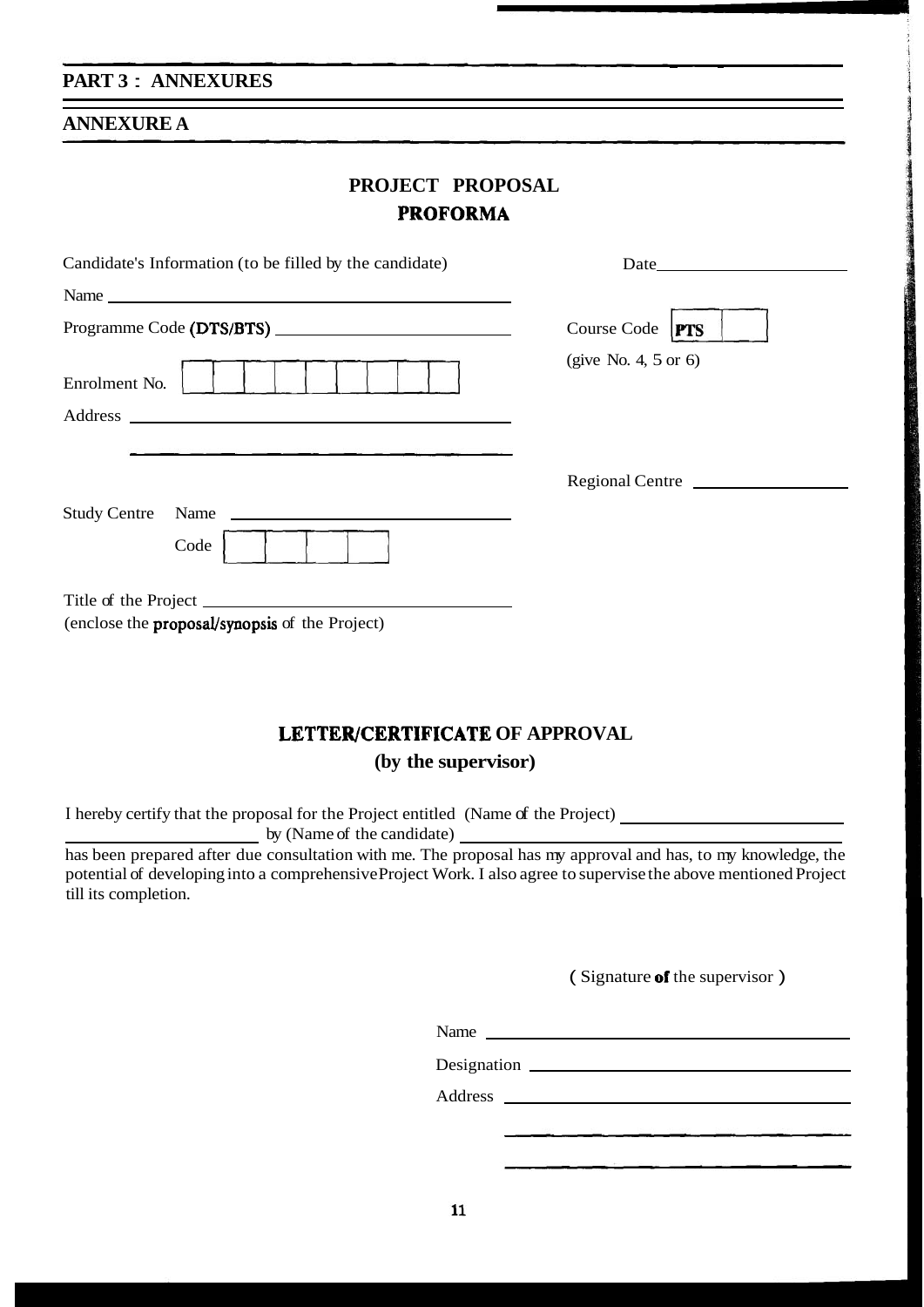## PART 3 : ANNEXURES

## ANNEXURE A

# PROJECT PROPOSAL
# PROFORMA

Candidate's Information (to be filled by the candidate) Date ____________________

Name ____________________________________________

Programme Code (DTS/BTS) ____________________ Course Code | PTS | |

(give No. 4, 5 or 6)

Enrolment No. | | | | | | | | | |

Address ____________________________________________

____________________________________________

Regional Centre ____________________

Study Centre Name ____________________________________________

Code | | | | |

Title of the Project ____________________________________________

(enclose the proposal/synopsis of the Project)

## LETTER/CERTIFICATE OF APPROVAL
### (by the supervisor)

I hereby certify that the proposal for the Project entitled (Name of the Project) ____________________ ____________________ by (Name of the candidate) ____________________________________________ has been prepared after due consultation with me. The proposal has my approval and has, to my knowledge, the potential of developing into a comprehensive Project Work. I also agree to supervise the above mentioned Project till its completion.

( Signature of the supervisor )

Name ____________________________________________

Designation ____________________________________________

Address ____________________________________________

____________________________________________

____________________________________________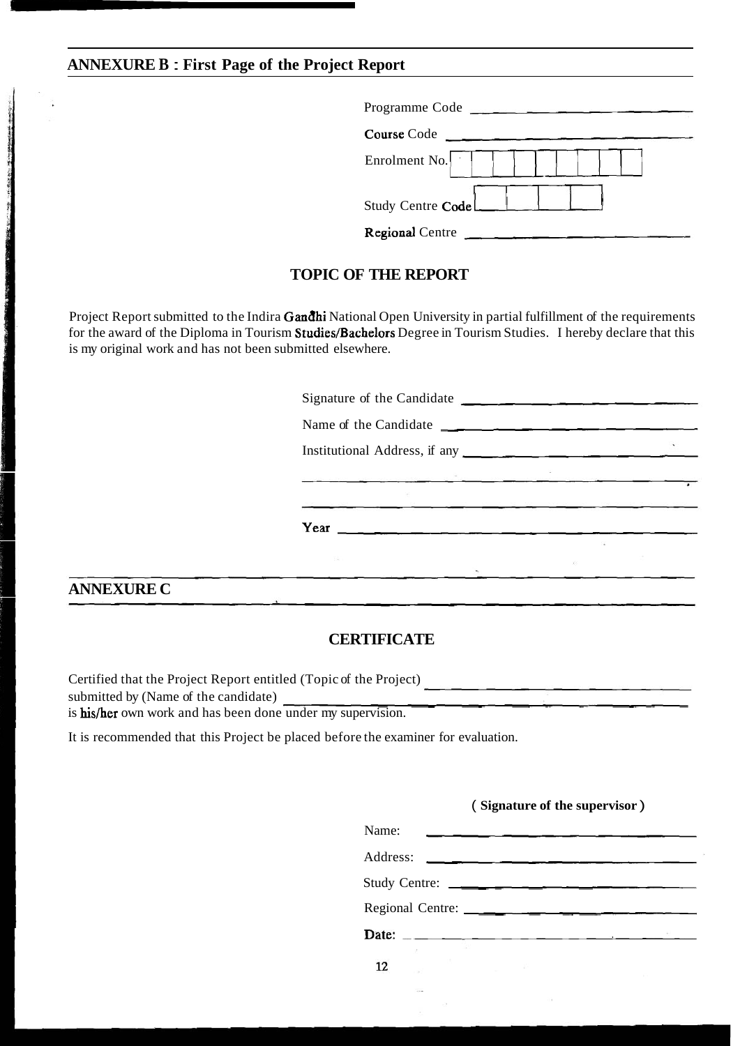## ANNEXURE B : First Page of the Project Report

Programme Code ______________________

Course Code ______________________

Enrolment No. | | | | | | | | | |

Study Centre Code | | | | |

Regional Centre ______________________

### TOPIC OF THE REPORT

Project Report submitted to the Indira Gandhi National Open University in partial fulfillment of the requirements for the award of the Diploma in Tourism Studies/Bachelors Degree in Tourism Studies. I hereby declare that this is my original work and has not been submitted elsewhere.

Signature of the Candidate ______________________

Name of the Candidate ______________________

Institutional Address, if any ______________________

______________________

______________________

Year ______________________

## ANNEXURE C

### CERTIFICATE

Certified that the Project Report entitled (Topic of the Project) ______________________ submitted by (Name of the candidate) ______________________ is his/her own work and has been done under my supervision.

It is recommended that this Project be placed before the examiner for evaluation.

**( Signature of the supervisor )**

Name: ______________________

Address: ______________________

Study Centre: ______________________

Regional Centre: ______________________

Date: ______________________